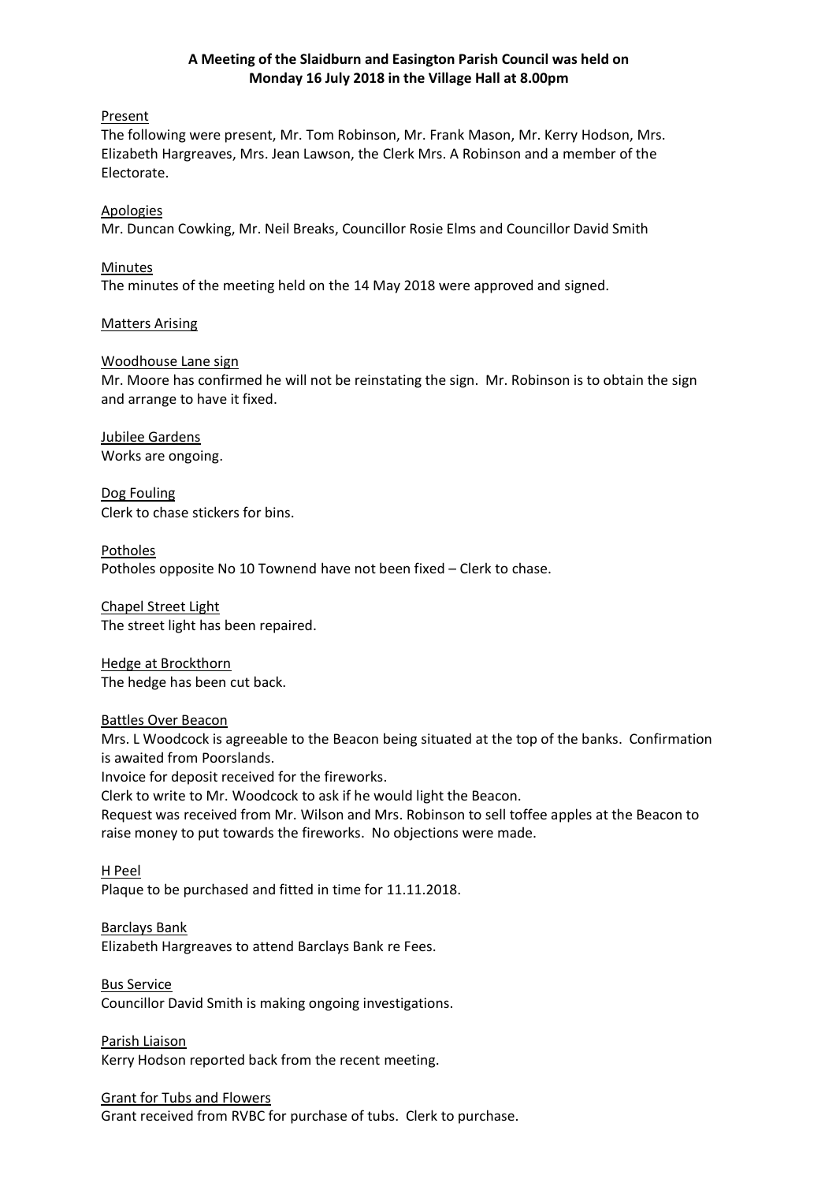**A Meeting of the Slaidburn and Easington Parish Council was held on Monday 16 July 2018 in the Village Hall at 8.00pm**

## Present

The following were present, Mr. Tom Robinson, Mr. Frank Mason, Mr. Kerry Hodson, Mrs. Elizabeth Hargreaves, Mrs. Jean Lawson, the Clerk Mrs. A Robinson and a member of the Electorate.

## Apologies

Mr. Duncan Cowking, Mr. Neil Breaks, Councillor Rosie Elms and Councillor David Smith

## Minutes

The minutes of the meeting held on the 14 May 2018 were approved and signed.

## Matters Arising

### Woodhouse Lane sign

Mr. Moore has confirmed he will not be reinstating the sign. Mr. Robinson is to obtain the sign and arrange to have it fixed.

### Jubilee Gardens

Works are ongoing.

### Dog Fouling

Clerk to chase stickers for bins.

### Potholes

Potholes opposite No 10 Townend have not been fixed – Clerk to chase.

### Chapel Street Light

The street light has been repaired.

### Hedge at Brockthorn

The hedge has been cut back.

### Battles Over Beacon

Mrs. L Woodcock is agreeable to the Beacon being situated at the top of the banks. Confirmation is awaited from Poorslands.

Invoice for deposit received for the fireworks.

Clerk to write to Mr. Woodcock to ask if he would light the Beacon.

Request was received from Mr. Wilson and Mrs. Robinson to sell toffee apples at the Beacon to raise money to put towards the fireworks. No objections were made.

### H Peel

Plaque to be purchased and fitted in time for 11.11.2018.

### Barclays Bank

Elizabeth Hargreaves to attend Barclays Bank re Fees.

### Bus Service

Councillor David Smith is making ongoing investigations.

### Parish Liaison

Kerry Hodson reported back from the recent meeting.

### Grant for Tubs and Flowers

Grant received from RVBC for purchase of tubs. Clerk to purchase.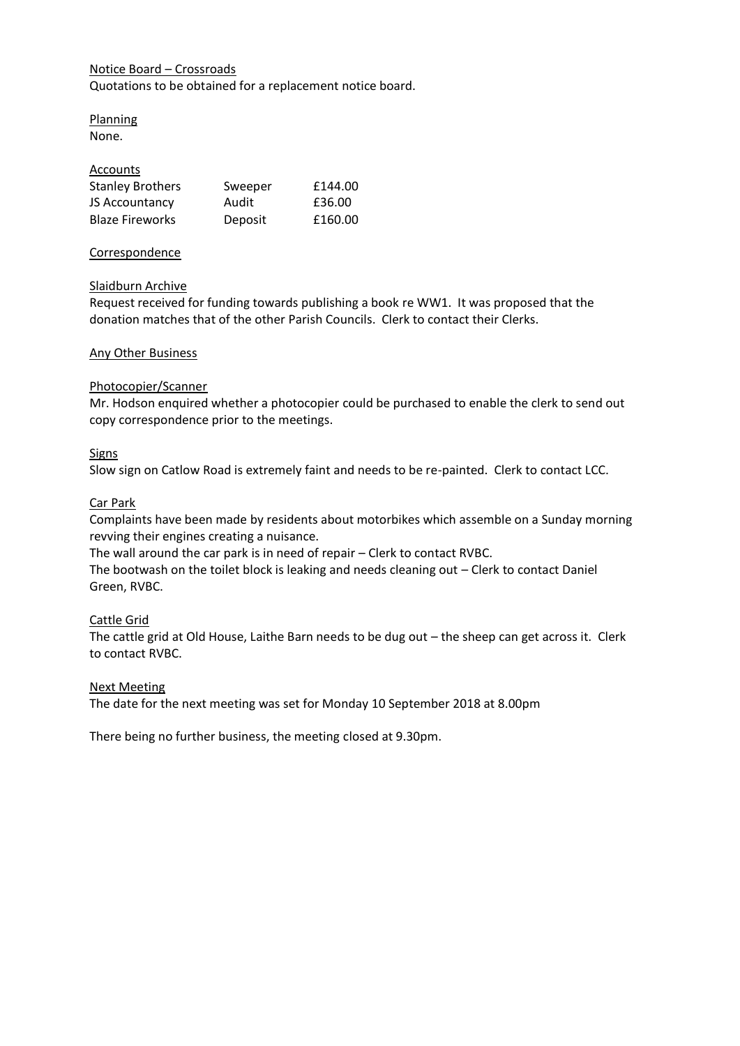Notice Board – Crossroads

Quotations to be obtained for a replacement notice board.

Planning

None.

Accounts

| | | |
|---|---|---|
| Stanley Brothers | Sweeper | £144.00 |
| JS Accountancy | Audit | £36.00 |
| Blaze Fireworks | Deposit | £160.00 |

Correspondence

Slaidburn Archive

Request received for funding towards publishing a book re WW1. It was proposed that the donation matches that of the other Parish Councils. Clerk to contact their Clerks.

Any Other Business

Photocopier/Scanner

Mr. Hodson enquired whether a photocopier could be purchased to enable the clerk to send out copy correspondence prior to the meetings.

Signs

Slow sign on Catlow Road is extremely faint and needs to be re-painted. Clerk to contact LCC.

Car Park

Complaints have been made by residents about motorbikes which assemble on a Sunday morning revving their engines creating a nuisance.

The wall around the car park is in need of repair – Clerk to contact RVBC.

The bootwash on the toilet block is leaking and needs cleaning out – Clerk to contact Daniel Green, RVBC.

Cattle Grid

The cattle grid at Old House, Laithe Barn needs to be dug out – the sheep can get across it. Clerk to contact RVBC.

Next Meeting

The date for the next meeting was set for Monday 10 September 2018 at 8.00pm

There being no further business, the meeting closed at 9.30pm.